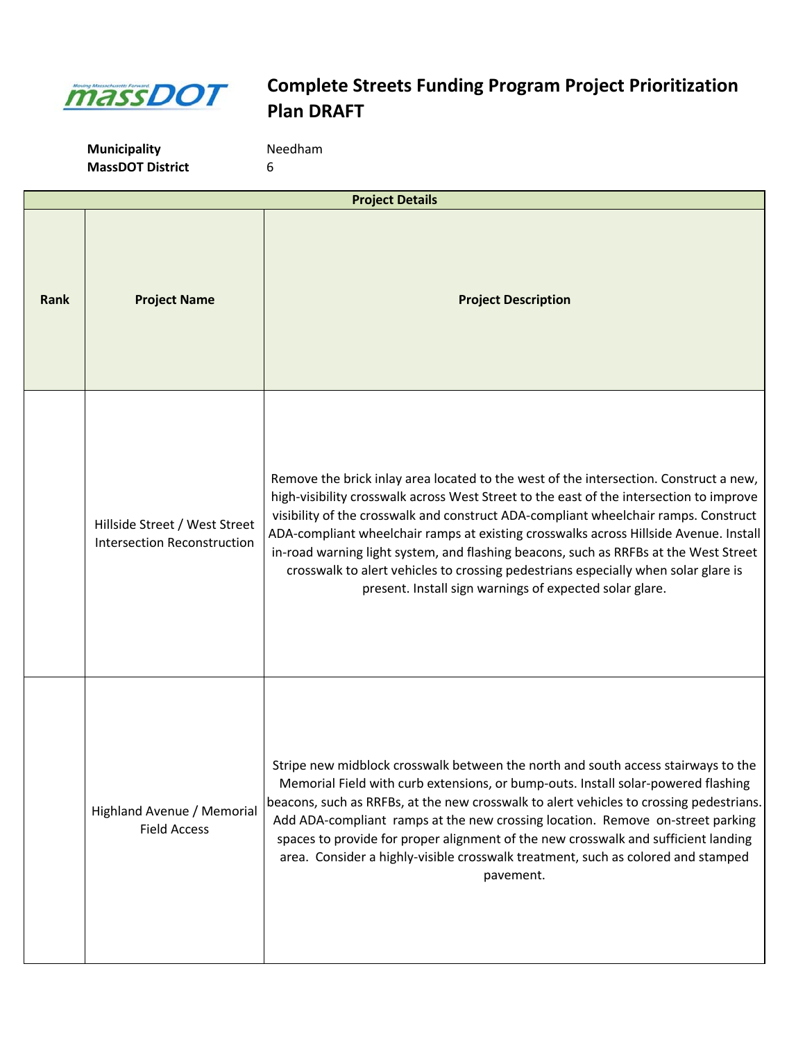# Complete Streets Funding Program Project Prioritization Plan DRAFT

**Municipality** Needham
**MassDOT District** 6

| Project Details | | |
|---|---|---|
| **Rank** | **Project Name** | **Project Description** |
| | Hillside Street / West Street Intersection Reconstruction | Remove the brick inlay area located to the west of the intersection. Construct a new, high-visibility crosswalk across West Street to the east of the intersection to improve visibility of the crosswalk and construct ADA-compliant wheelchair ramps. Construct ADA-compliant wheelchair ramps at existing crosswalks across Hillside Avenue. Install in-road warning light system, and flashing beacons, such as RRFBs at the West Street crosswalk to alert vehicles to crossing pedestrians especially when solar glare is present. Install sign warnings of expected solar glare. |
| | Highland Avenue / Memorial Field Access | Stripe new midblock crosswalk between the north and south access stairways to the Memorial Field with curb extensions, or bump-outs. Install solar-powered flashing beacons, such as RRFBs, at the new crosswalk to alert vehicles to crossing pedestrians. Add ADA-compliant ramps at the new crossing location. Remove on-street parking spaces to provide for proper alignment of the new crosswalk and sufficient landing area. Consider a highly-visible crosswalk treatment, such as colored and stamped pavement. |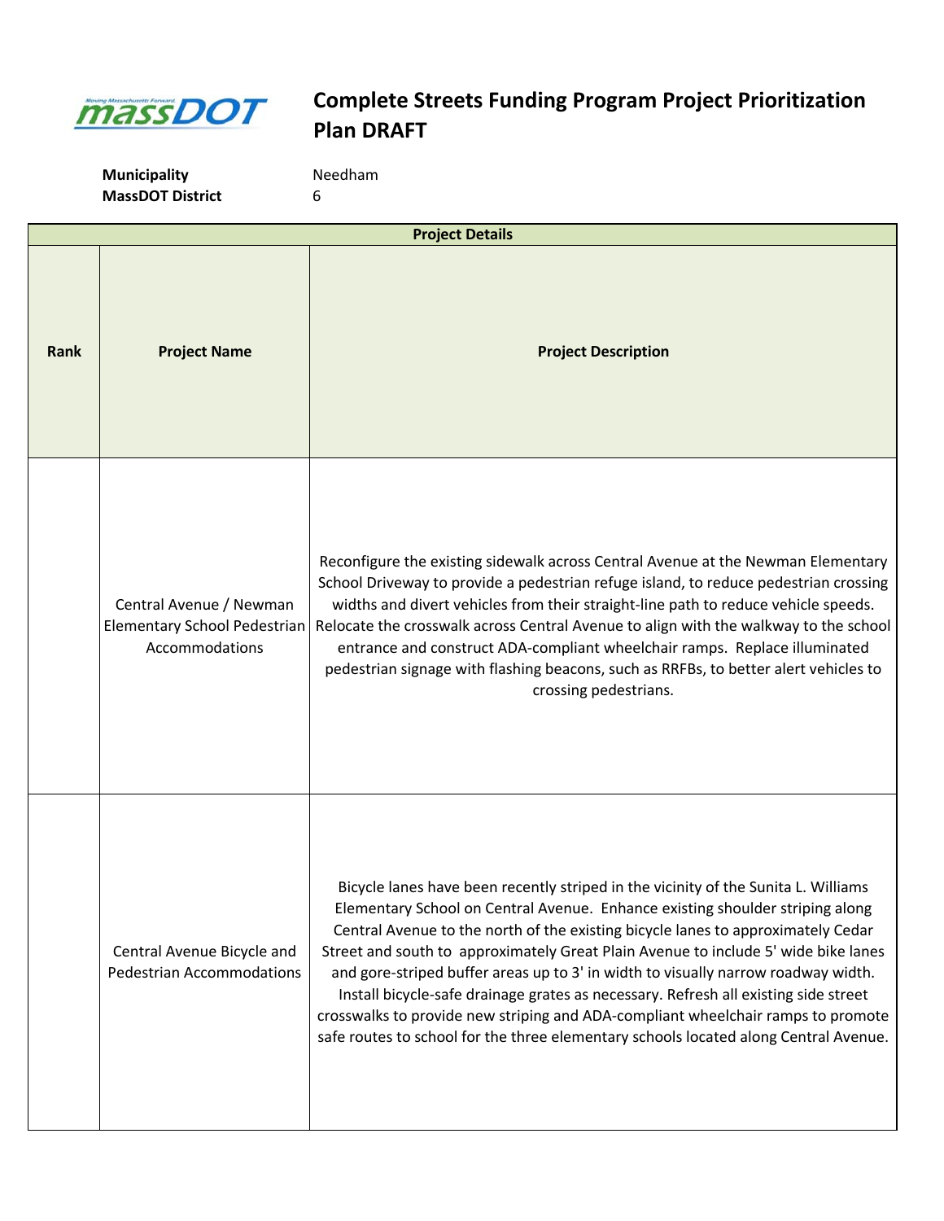# Complete Streets Funding Program Project Prioritization Plan DRAFT

**Municipality** Needham
**MassDOT District** 6

| Project Details | | |
|---|---|---|
| **Rank** | **Project Name** | **Project Description** |
| | Central Avenue / Newman Elementary School Pedestrian Accommodations | Reconfigure the existing sidewalk across Central Avenue at the Newman Elementary School Driveway to provide a pedestrian refuge island, to reduce pedestrian crossing widths and divert vehicles from their straight-line path to reduce vehicle speeds. Relocate the crosswalk across Central Avenue to align with the walkway to the school entrance and construct ADA-compliant wheelchair ramps. Replace illuminated pedestrian signage with flashing beacons, such as RRFBs, to better alert vehicles to crossing pedestrians. |
| | Central Avenue Bicycle and Pedestrian Accommodations | Bicycle lanes have been recently striped in the vicinity of the Sunita L. Williams Elementary School on Central Avenue. Enhance existing shoulder striping along Central Avenue to the north of the existing bicycle lanes to approximately Cedar Street and south to approximately Great Plain Avenue to include 5' wide bike lanes and gore-striped buffer areas up to 3' in width to visually narrow roadway width. Install bicycle-safe drainage grates as necessary. Refresh all existing side street crosswalks to provide new striping and ADA-compliant wheelchair ramps to promote safe routes to school for the three elementary schools located along Central Avenue. |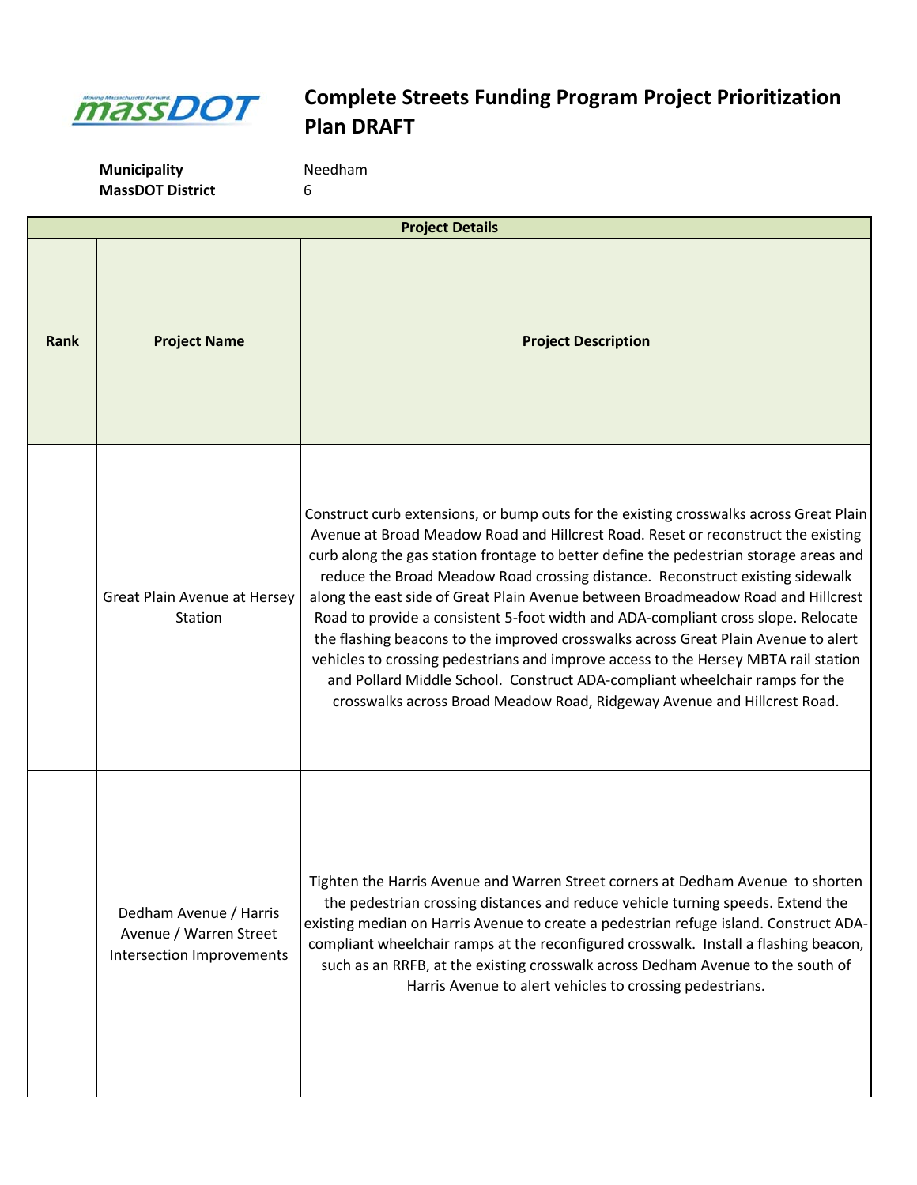# Complete Streets Funding Program Project Prioritization Plan DRAFT

**Municipality** Needham
**MassDOT District** 6

| Project Details | | |
|---|---|---|
| **Rank** | **Project Name** | **Project Description** |
| | Great Plain Avenue at Hersey Station | Construct curb extensions, or bump outs for the existing crosswalks across Great Plain Avenue at Broad Meadow Road and Hillcrest Road. Reset or reconstruct the existing curb along the gas station frontage to better define the pedestrian storage areas and reduce the Broad Meadow Road crossing distance. Reconstruct existing sidewalk along the east side of Great Plain Avenue between Broadmeadow Road and Hillcrest Road to provide a consistent 5-foot width and ADA-compliant cross slope. Relocate the flashing beacons to the improved crosswalks across Great Plain Avenue to alert vehicles to crossing pedestrians and improve access to the Hersey MBTA rail station and Pollard Middle School. Construct ADA-compliant wheelchair ramps for the crosswalks across Broad Meadow Road, Ridgeway Avenue and Hillcrest Road. |
| | Dedham Avenue / Harris Avenue / Warren Street Intersection Improvements | Tighten the Harris Avenue and Warren Street corners at Dedham Avenue to shorten the pedestrian crossing distances and reduce vehicle turning speeds. Extend the existing median on Harris Avenue to create a pedestrian refuge island. Construct ADA-compliant wheelchair ramps at the reconfigured crosswalk. Install a flashing beacon, such as an RRFB, at the existing crosswalk across Dedham Avenue to the south of Harris Avenue to alert vehicles to crossing pedestrians. |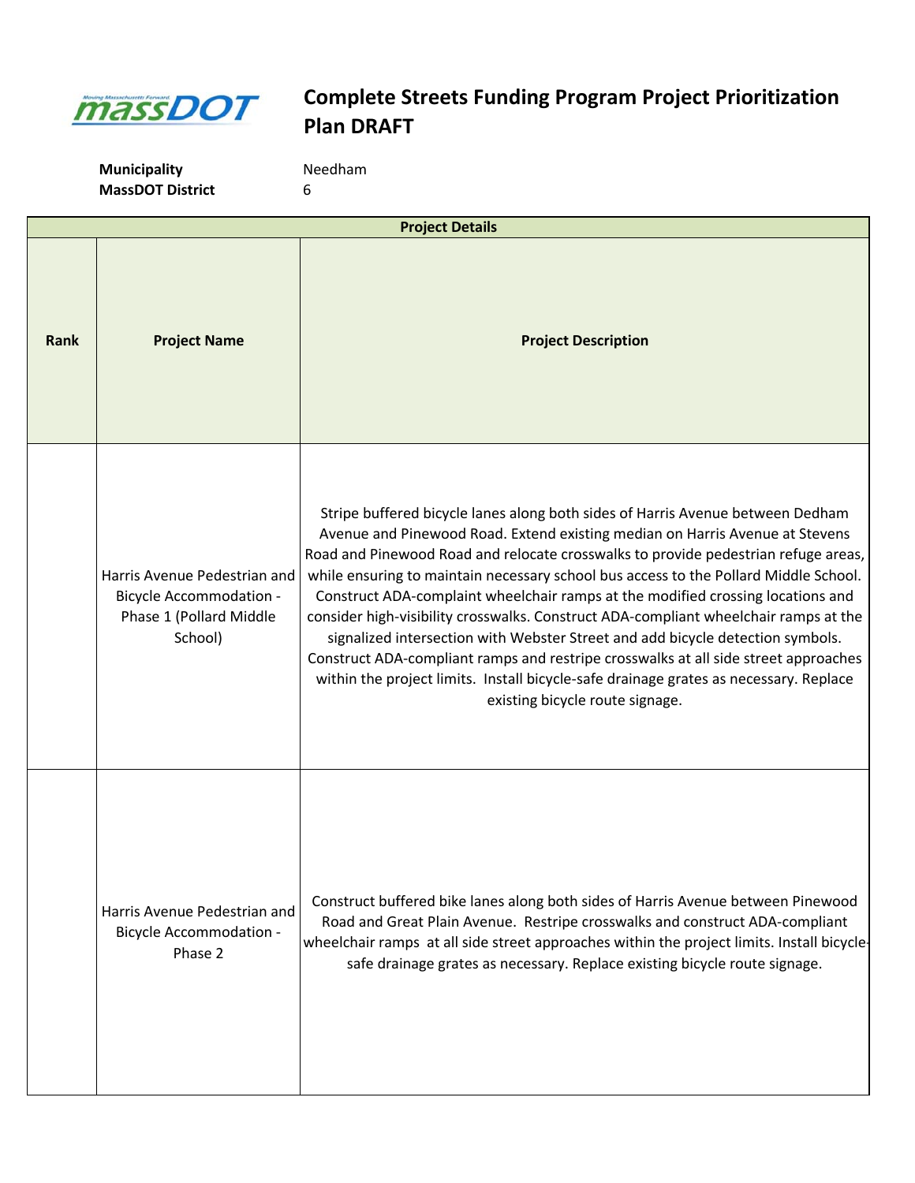# Complete Streets Funding Program Project Prioritization Plan DRAFT

**Municipality** Needham
**MassDOT District** 6

| Project Details | | |
|---|---|---|
| **Rank** | **Project Name** | **Project Description** |
| | Harris Avenue Pedestrian and Bicycle Accommodation - Phase 1 (Pollard Middle School) | Stripe buffered bicycle lanes along both sides of Harris Avenue between Dedham Avenue and Pinewood Road. Extend existing median on Harris Avenue at Stevens Road and Pinewood Road and relocate crosswalks to provide pedestrian refuge areas, while ensuring to maintain necessary school bus access to the Pollard Middle School. Construct ADA-complaint wheelchair ramps at the modified crossing locations and consider high-visibility crosswalks. Construct ADA-compliant wheelchair ramps at the signalized intersection with Webster Street and add bicycle detection symbols. Construct ADA-compliant ramps and restripe crosswalks at all side street approaches within the project limits. Install bicycle-safe drainage grates as necessary. Replace existing bicycle route signage. |
| | Harris Avenue Pedestrian and Bicycle Accommodation - Phase 2 | Construct buffered bike lanes along both sides of Harris Avenue between Pinewood Road and Great Plain Avenue. Restripe crosswalks and construct ADA-compliant wheelchair ramps at all side street approaches within the project limits. Install bicycle-safe drainage grates as necessary. Replace existing bicycle route signage. |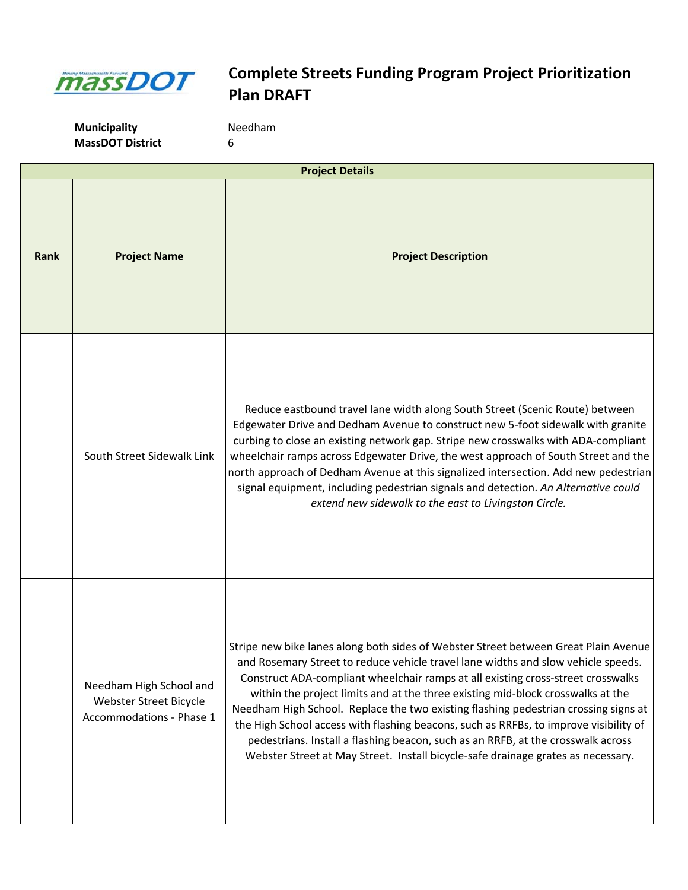# Complete Streets Funding Program Project Prioritization Plan DRAFT

**Municipality** Needham
**MassDOT District** 6

| Project Details | | |
|---|---|---|
| **Rank** | **Project Name** | **Project Description** |
| | South Street Sidewalk Link | Reduce eastbound travel lane width along South Street (Scenic Route) between Edgewater Drive and Dedham Avenue to construct new 5-foot sidewalk with granite curbing to close an existing network gap. Stripe new crosswalks with ADA-compliant wheelchair ramps across Edgewater Drive, the west approach of South Street and the north approach of Dedham Avenue at this signalized intersection. Add new pedestrian signal equipment, including pedestrian signals and detection. *An Alternative could extend new sidewalk to the east to Livingston Circle.* |
| | Needham High School and Webster Street Bicycle Accommodations - Phase 1 | Stripe new bike lanes along both sides of Webster Street between Great Plain Avenue and Rosemary Street to reduce vehicle travel lane widths and slow vehicle speeds. Construct ADA-compliant wheelchair ramps at all existing cross-street crosswalks within the project limits and at the three existing mid-block crosswalks at the Needham High School. Replace the two existing flashing pedestrian crossing signs at the High School access with flashing beacons, such as RRFBs, to improve visibility of pedestrians. Install a flashing beacon, such as an RRFB, at the crosswalk across Webster Street at May Street. Install bicycle-safe drainage grates as necessary. |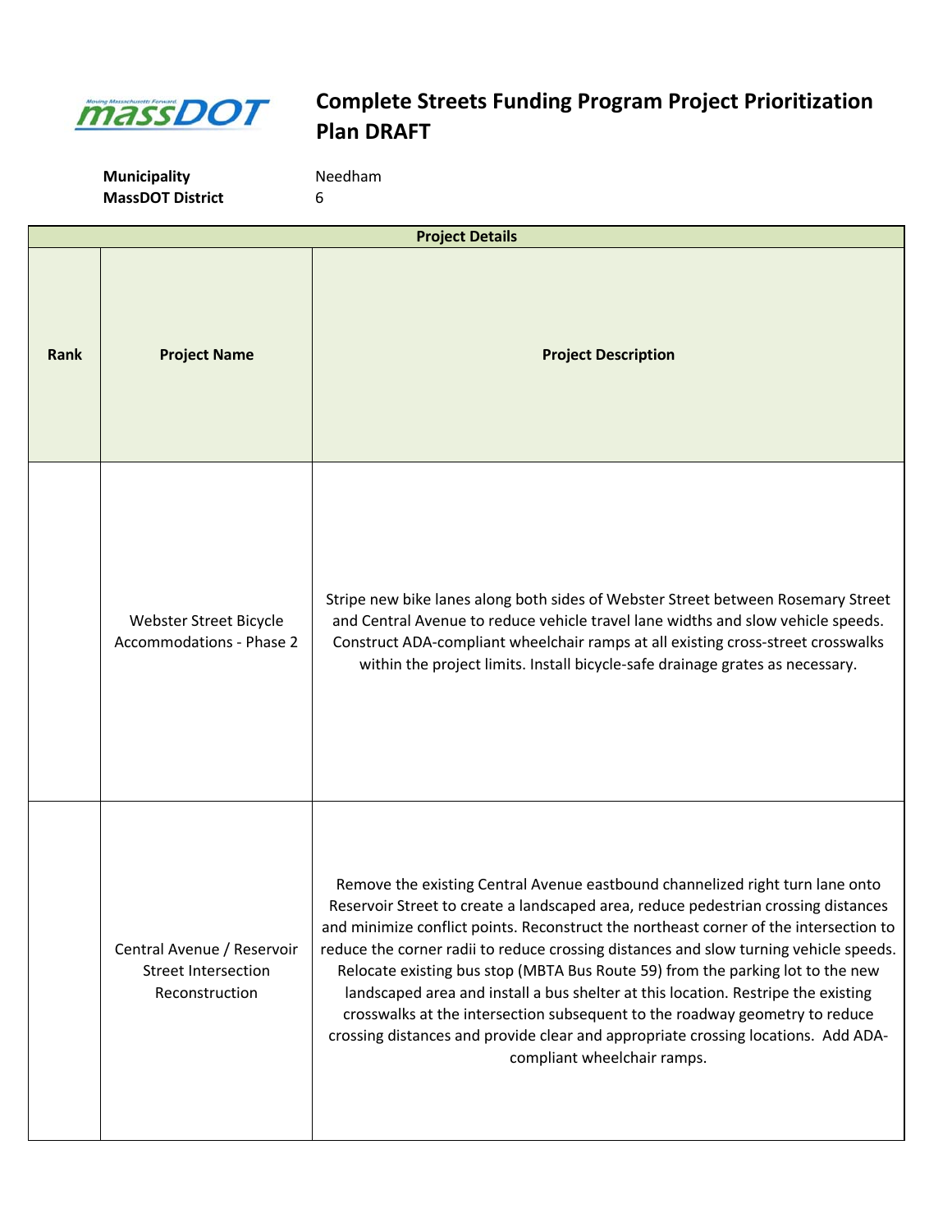# Complete Streets Funding Program Project Prioritization Plan DRAFT

**Municipality** Needham
**MassDOT District** 6

| Project Details | | |
|---|---|---|
| **Rank** | **Project Name** | **Project Description** |
| | Webster Street Bicycle Accommodations - Phase 2 | Stripe new bike lanes along both sides of Webster Street between Rosemary Street and Central Avenue to reduce vehicle travel lane widths and slow vehicle speeds. Construct ADA-compliant wheelchair ramps at all existing cross-street crosswalks within the project limits. Install bicycle-safe drainage grates as necessary. |
| | Central Avenue / Reservoir Street Intersection Reconstruction | Remove the existing Central Avenue eastbound channelized right turn lane onto Reservoir Street to create a landscaped area, reduce pedestrian crossing distances and minimize conflict points. Reconstruct the northeast corner of the intersection to reduce the corner radii to reduce crossing distances and slow turning vehicle speeds. Relocate existing bus stop (MBTA Bus Route 59) from the parking lot to the new landscaped area and install a bus shelter at this location. Restripe the existing crosswalks at the intersection subsequent to the roadway geometry to reduce crossing distances and provide clear and appropriate crossing locations. Add ADA-compliant wheelchair ramps. |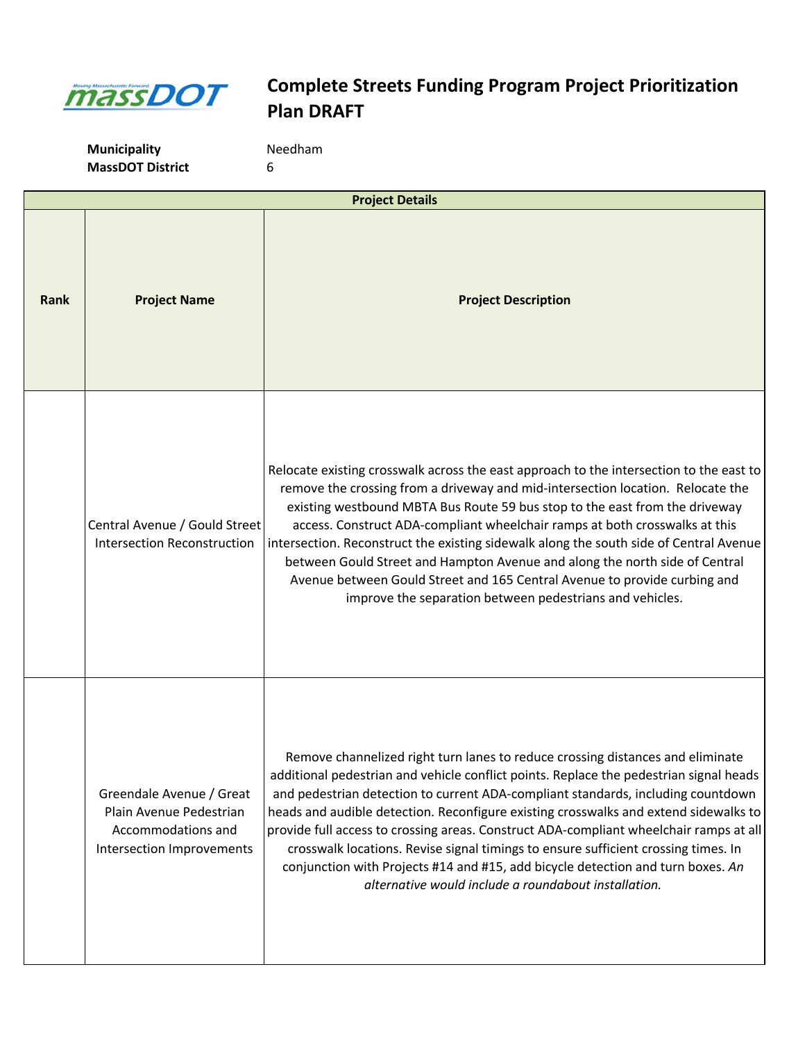# Complete Streets Funding Program Project Prioritization Plan DRAFT

**Municipality** Needham

**MassDOT District** 6

| Project Details | | |
|---|---|---|
| **Rank** | **Project Name** | **Project Description** |
| | Central Avenue / Gould Street Intersection Reconstruction | Relocate existing crosswalk across the east approach to the intersection to the east to remove the crossing from a driveway and mid-intersection location. Relocate the existing westbound MBTA Bus Route 59 bus stop to the east from the driveway access. Construct ADA-compliant wheelchair ramps at both crosswalks at this intersection. Reconstruct the existing sidewalk along the south side of Central Avenue between Gould Street and Hampton Avenue and along the north side of Central Avenue between Gould Street and 165 Central Avenue to provide curbing and improve the separation between pedestrians and vehicles. |
| | Greendale Avenue / Great Plain Avenue Pedestrian Accommodations and Intersection Improvements | Remove channelized right turn lanes to reduce crossing distances and eliminate additional pedestrian and vehicle conflict points. Replace the pedestrian signal heads and pedestrian detection to current ADA-compliant standards, including countdown heads and audible detection. Reconfigure existing crosswalks and extend sidewalks to provide full access to crossing areas. Construct ADA-compliant wheelchair ramps at all crosswalk locations. Revise signal timings to ensure sufficient crossing times. In conjunction with Projects #14 and #15, add bicycle detection and turn boxes. *An alternative would include a roundabout installation.* |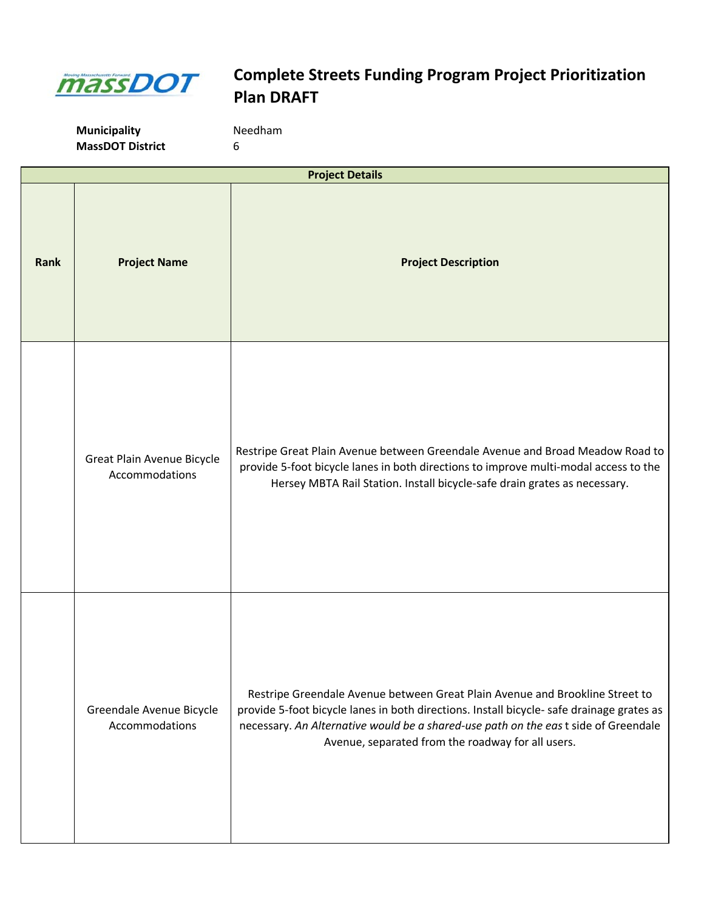# Complete Streets Funding Program Project Prioritization Plan DRAFT

**Municipality** Needham
**MassDOT District** 6

| Project Details | | |
|---|---|---|
| **Rank** | **Project Name** | **Project Description** |
| | Great Plain Avenue Bicycle Accommodations | Restripe Great Plain Avenue between Greendale Avenue and Broad Meadow Road to provide 5-foot bicycle lanes in both directions to improve multi-modal access to the Hersey MBTA Rail Station. Install bicycle-safe drain grates as necessary. |
| | Greendale Avenue Bicycle Accommodations | Restripe Greendale Avenue between Great Plain Avenue and Brookline Street to provide 5-foot bicycle lanes in both directions. Install bicycle- safe drainage grates as necessary. *An Alternative would be a shared-use path on the eas* t side of Greendale Avenue, separated from the roadway for all users. |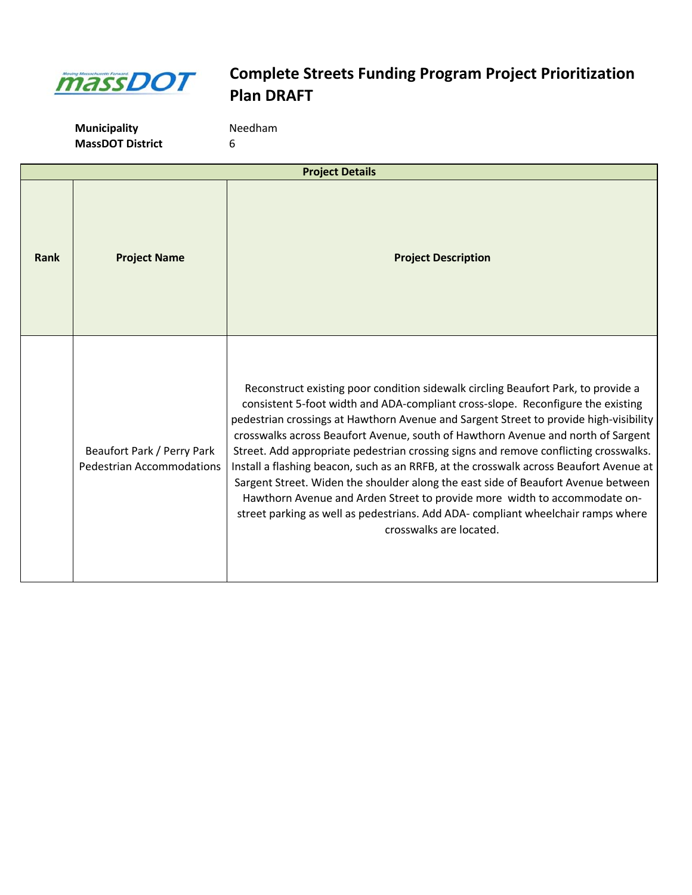# Complete Streets Funding Program Project Prioritization Plan DRAFT

**Municipality** Needham
**MassDOT District** 6

| Project Details | | |
|---|---|---|
| **Rank** | **Project Name** | **Project Description** |
| | Beaufort Park / Perry Park Pedestrian Accommodations | Reconstruct existing poor condition sidewalk circling Beaufort Park, to provide a consistent 5-foot width and ADA-compliant cross-slope. Reconfigure the existing pedestrian crossings at Hawthorn Avenue and Sargent Street to provide high-visibility crosswalks across Beaufort Avenue, south of Hawthorn Avenue and north of Sargent Street. Add appropriate pedestrian crossing signs and remove conflicting crosswalks. Install a flashing beacon, such as an RRFB, at the crosswalk across Beaufort Avenue at Sargent Street. Widen the shoulder along the east side of Beaufort Avenue between Hawthorn Avenue and Arden Street to provide more width to accommodate on-street parking as well as pedestrians. Add ADA- compliant wheelchair ramps where crosswalks are located. |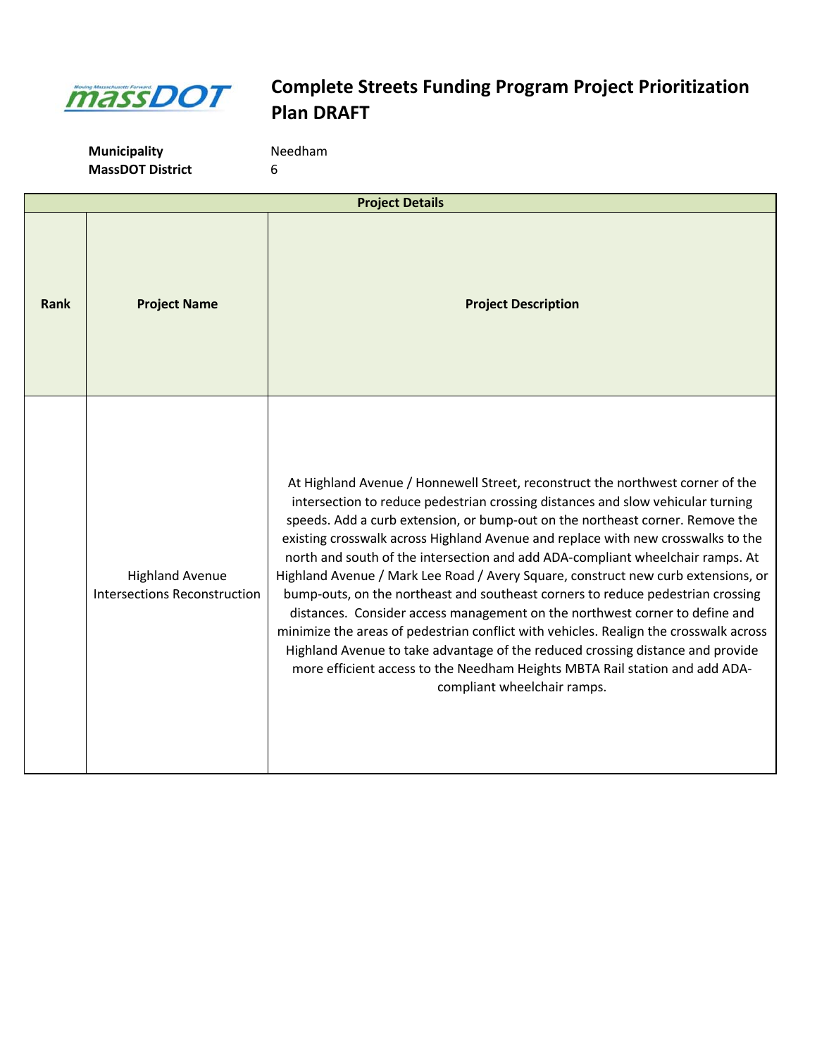# Complete Streets Funding Program Project Prioritization Plan DRAFT

**Municipality** Needham
**MassDOT District** 6

| Project Details | | |
|---|---|---|
| **Rank** | **Project Name** | **Project Description** |
| | Highland Avenue Intersections Reconstruction | At Highland Avenue / Honnewell Street, reconstruct the northwest corner of the intersection to reduce pedestrian crossing distances and slow vehicular turning speeds. Add a curb extension, or bump-out on the northeast corner. Remove the existing crosswalk across Highland Avenue and replace with new crosswalks to the north and south of the intersection and add ADA-compliant wheelchair ramps. At Highland Avenue / Mark Lee Road / Avery Square, construct new curb extensions, or bump-outs, on the northeast and southeast corners to reduce pedestrian crossing distances. Consider access management on the northwest corner to define and minimize the areas of pedestrian conflict with vehicles. Realign the crosswalk across Highland Avenue to take advantage of the reduced crossing distance and provide more efficient access to the Needham Heights MBTA Rail station and add ADA-compliant wheelchair ramps. |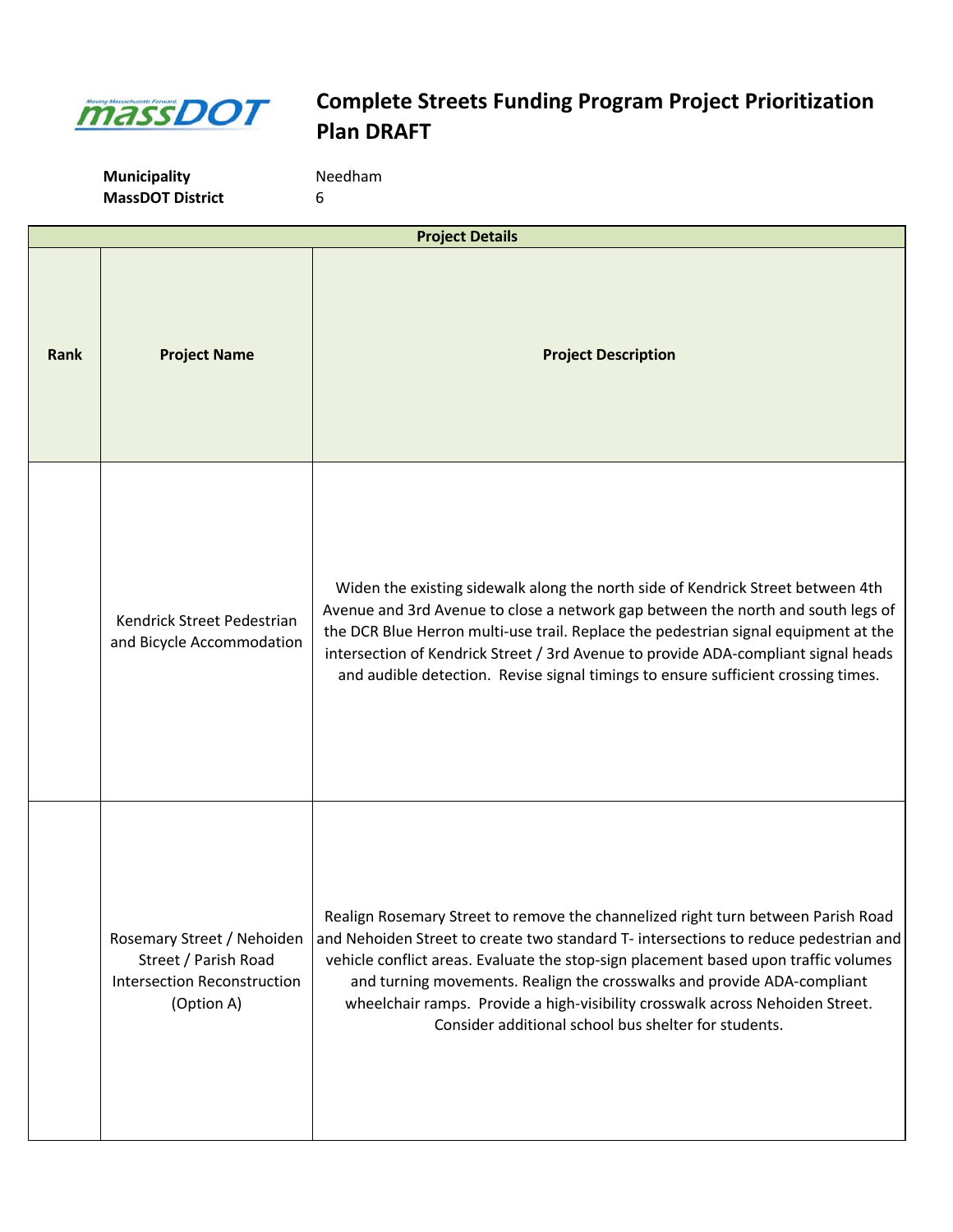# Complete Streets Funding Program Project Prioritization Plan DRAFT

**Municipality** Needham
**MassDOT District** 6

| Project Details | | |
|---|---|---|
| **Rank** | **Project Name** | **Project Description** |
| | Kendrick Street Pedestrian and Bicycle Accommodation | Widen the existing sidewalk along the north side of Kendrick Street between 4th Avenue and 3rd Avenue to close a network gap between the north and south legs of the DCR Blue Herron multi-use trail. Replace the pedestrian signal equipment at the intersection of Kendrick Street / 3rd Avenue to provide ADA-compliant signal heads and audible detection. Revise signal timings to ensure sufficient crossing times. |
| | Rosemary Street / Nehoiden Street / Parish Road Intersection Reconstruction (Option A) | Realign Rosemary Street to remove the channelized right turn between Parish Road and Nehoiden Street to create two standard T- intersections to reduce pedestrian and vehicle conflict areas. Evaluate the stop-sign placement based upon traffic volumes and turning movements. Realign the crosswalks and provide ADA-compliant wheelchair ramps. Provide a high-visibility crosswalk across Nehoiden Street. Consider additional school bus shelter for students. |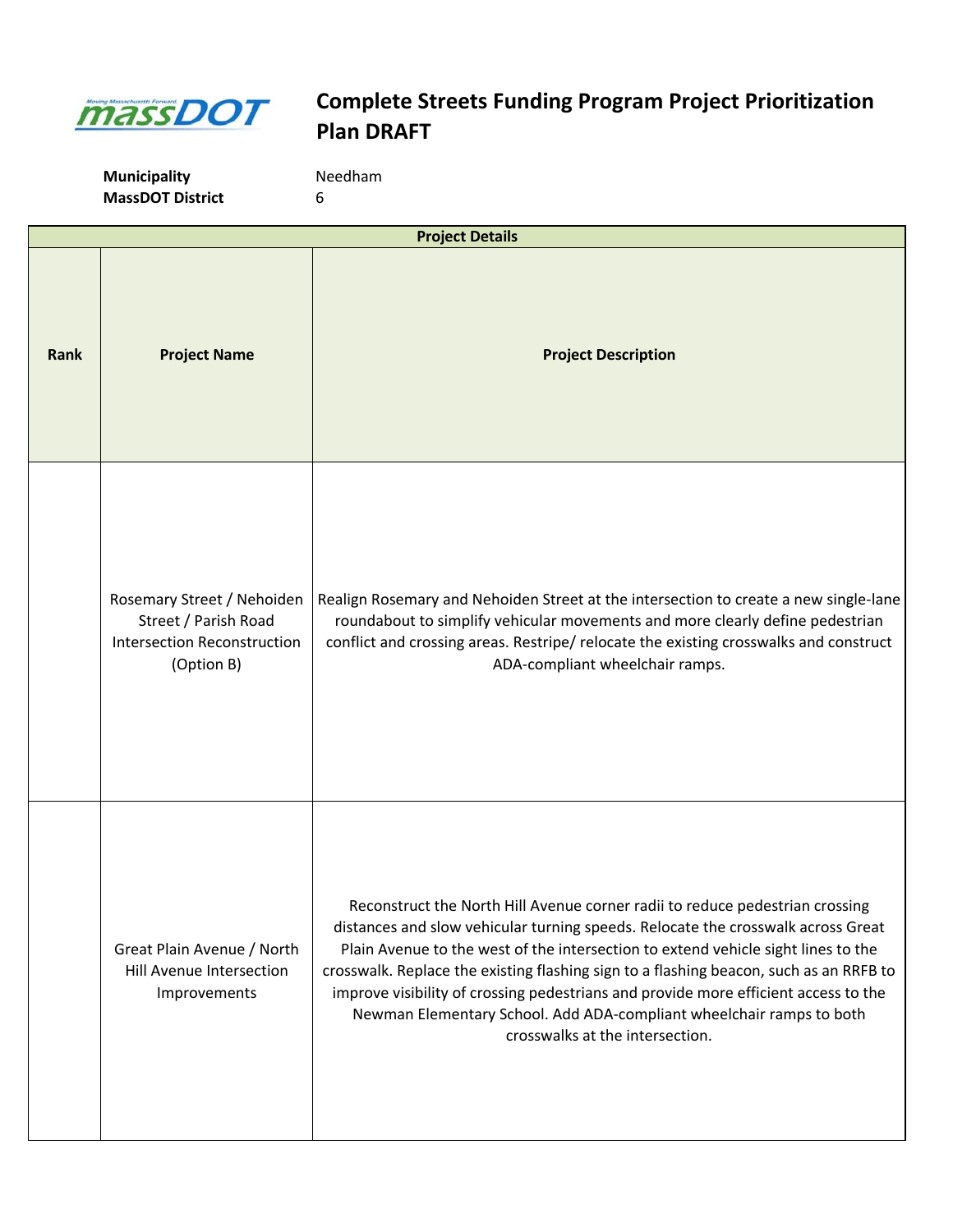# Complete Streets Funding Program Project Prioritization Plan DRAFT

**Municipality** Needham
**MassDOT District** 6

| Project Details | | |
|---|---|---|
| **Rank** | **Project Name** | **Project Description** |
| | Rosemary Street / Nehoiden Street / Parish Road Intersection Reconstruction (Option B) | Realign Rosemary and Nehoiden Street at the intersection to create a new single-lane roundabout to simplify vehicular movements and more clearly define pedestrian conflict and crossing areas. Restripe/ relocate the existing crosswalks and construct ADA-compliant wheelchair ramps. |
| | Great Plain Avenue / North Hill Avenue Intersection Improvements | Reconstruct the North Hill Avenue corner radii to reduce pedestrian crossing distances and slow vehicular turning speeds. Relocate the crosswalk across Great Plain Avenue to the west of the intersection to extend vehicle sight lines to the crosswalk. Replace the existing flashing sign to a flashing beacon, such as an RRFB to improve visibility of crossing pedestrians and provide more efficient access to the Newman Elementary School. Add ADA-compliant wheelchair ramps to both crosswalks at the intersection. |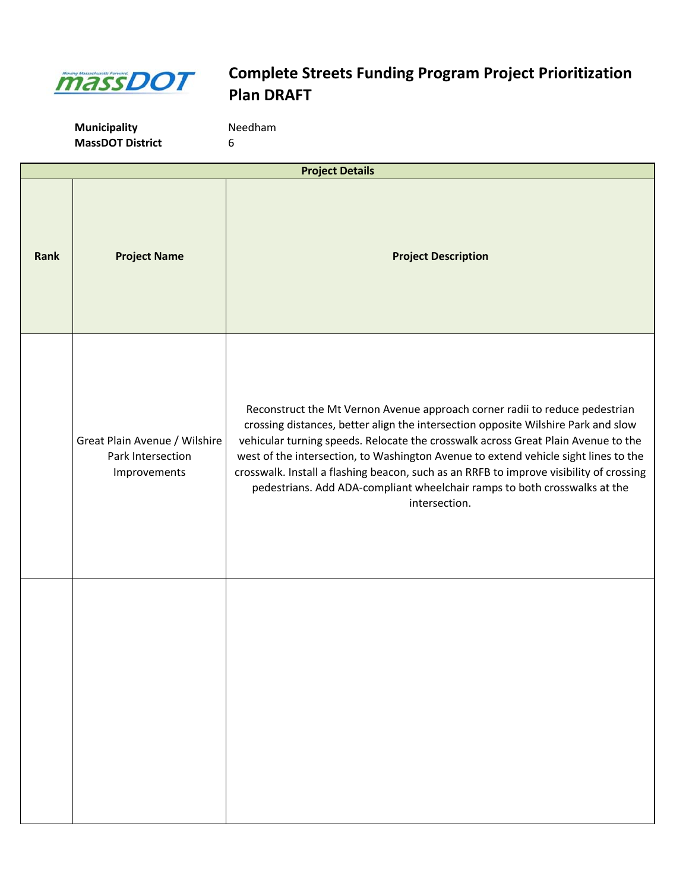# Complete Streets Funding Program Project Prioritization Plan DRAFT

**Municipality** Needham
**MassDOT District** 6

| Project Details | | |
|---|---|---|
| **Rank** | **Project Name** | **Project Description** |
| | Great Plain Avenue / Wilshire Park Intersection Improvements | Reconstruct the Mt Vernon Avenue approach corner radii to reduce pedestrian crossing distances, better align the intersection opposite Wilshire Park and slow vehicular turning speeds. Relocate the crosswalk across Great Plain Avenue to the west of the intersection, to Washington Avenue to extend vehicle sight lines to the crosswalk. Install a flashing beacon, such as an RRFB to improve visibility of crossing pedestrians. Add ADA-compliant wheelchair ramps to both crosswalks at the intersection. |
| | | |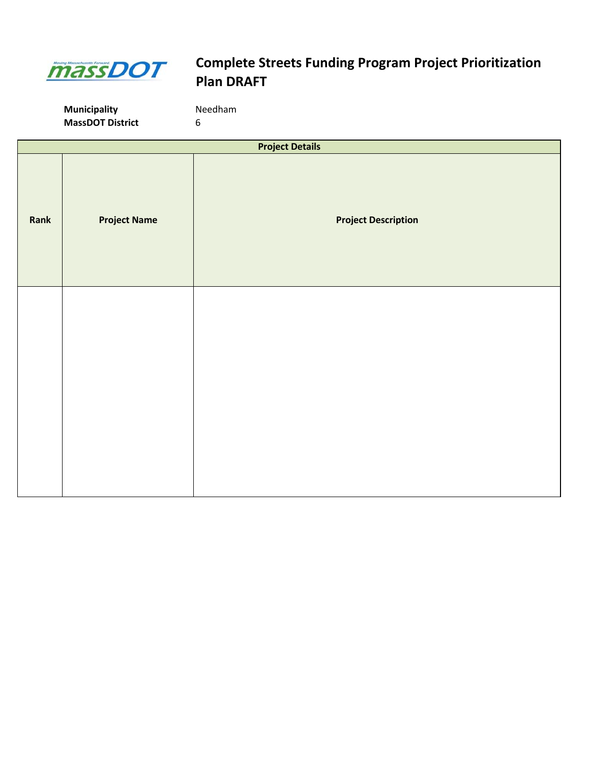# Complete Streets Funding Program Project Prioritization Plan DRAFT

**Municipality** Needham
**MassDOT District** 6

| Project Details | | |
|---|---|---|
| **Rank** | **Project Name** | **Project Description** |
| | | |